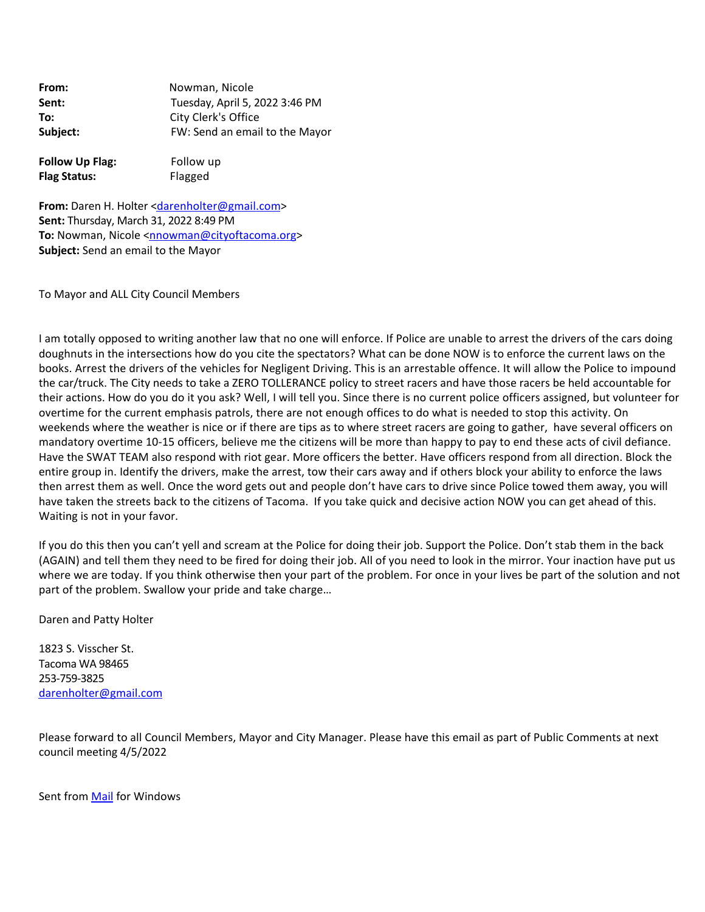**From:** Nowman, Nicole
**Sent:** Tuesday, April 5, 2022 3:46 PM
**To:** City Clerk's Office
**Subject:** FW: Send an email to the Mayor

**Follow Up Flag:** Follow up
**Flag Status:** Flagged

**From:** Daren H. Holter <darenholter@gmail.com>
**Sent:** Thursday, March 31, 2022 8:49 PM
**To:** Nowman, Nicole <nnowman@cityoftacoma.org>
**Subject:** Send an email to the Mayor

To Mayor and ALL City Council Members

I am totally opposed to writing another law that no one will enforce. If Police are unable to arrest the drivers of the cars doing doughnuts in the intersections how do you cite the spectators? What can be done NOW is to enforce the current laws on the books. Arrest the drivers of the vehicles for Negligent Driving. This is an arrestable offence. It will allow the Police to impound the car/truck. The City needs to take a ZERO TOLLERANCE policy to street racers and have those racers be held accountable for their actions. How do you do it you ask? Well, I will tell you. Since there is no current police officers assigned, but volunteer for overtime for the current emphasis patrols, there are not enough offices to do what is needed to stop this activity. On weekends where the weather is nice or if there are tips as to where street racers are going to gather, have several officers on mandatory overtime 10-15 officers, believe me the citizens will be more than happy to pay to end these acts of civil defiance. Have the SWAT TEAM also respond with riot gear. More officers the better. Have officers respond from all direction. Block the entire group in. Identify the drivers, make the arrest, tow their cars away and if others block your ability to enforce the laws then arrest them as well. Once the word gets out and people don't have cars to drive since Police towed them away, you will have taken the streets back to the citizens of Tacoma. If you take quick and decisive action NOW you can get ahead of this. Waiting is not in your favor.

If you do this then you can't yell and scream at the Police for doing their job. Support the Police. Don't stab them in the back (AGAIN) and tell them they need to be fired for doing their job. All of you need to look in the mirror. Your inaction have put us where we are today. If you think otherwise then your part of the problem. For once in your lives be part of the solution and not part of the problem. Swallow your pride and take charge…

Daren and Patty Holter

1823 S. Visscher St.
Tacoma WA 98465
253-759-3825
darenholter@gmail.com

Please forward to all Council Members, Mayor and City Manager. Please have this email as part of Public Comments at next council meeting 4/5/2022

Sent from Mail for Windows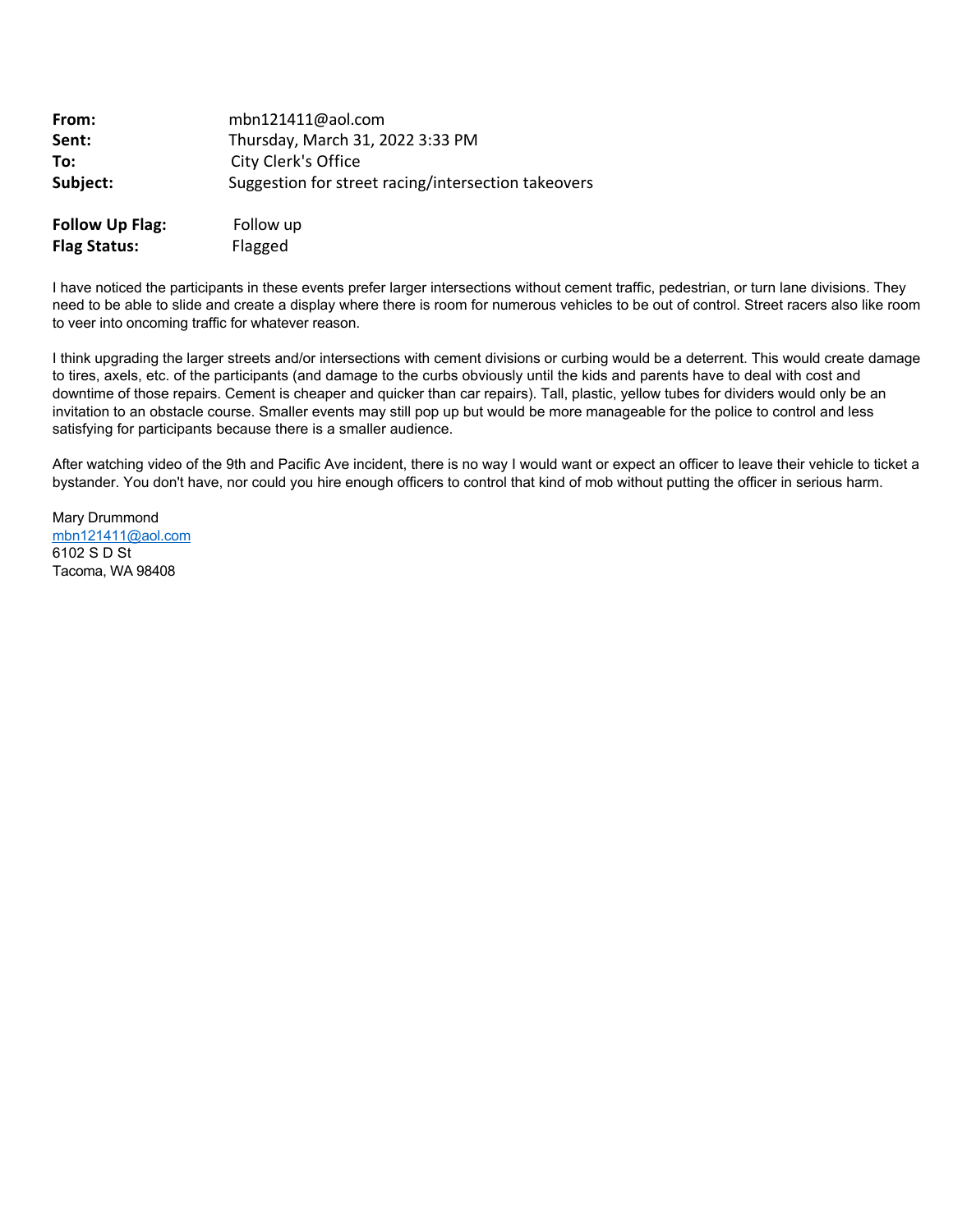| | |
|---|---|
| **From:** | mbn121411@aol.com |
| **Sent:** | Thursday, March 31, 2022 3:33 PM |
| **To:** | City Clerk's Office |
| **Subject:** | Suggestion for street racing/intersection takeovers |

| | |
|---|---|
| **Follow Up Flag:** | Follow up |
| **Flag Status:** | Flagged |

I have noticed the participants in these events prefer larger intersections without cement traffic, pedestrian, or turn lane divisions. They need to be able to slide and create a display where there is room for numerous vehicles to be out of control. Street racers also like room to veer into oncoming traffic for whatever reason.

I think upgrading the larger streets and/or intersections with cement divisions or curbing would be a deterrent. This would create damage to tires, axels, etc. of the participants (and damage to the curbs obviously until the kids and parents have to deal with cost and downtime of those repairs. Cement is cheaper and quicker than car repairs). Tall, plastic, yellow tubes for dividers would only be an invitation to an obstacle course. Smaller events may still pop up but would be more manageable for the police to control and less satisfying for participants because there is a smaller audience.

After watching video of the 9th and Pacific Ave incident, there is no way I would want or expect an officer to leave their vehicle to ticket a bystander. You don't have, nor could you hire enough officers to control that kind of mob without putting the officer in serious harm.

Mary Drummond  
mbn121411@aol.com  
6102 S D St  
Tacoma, WA 98408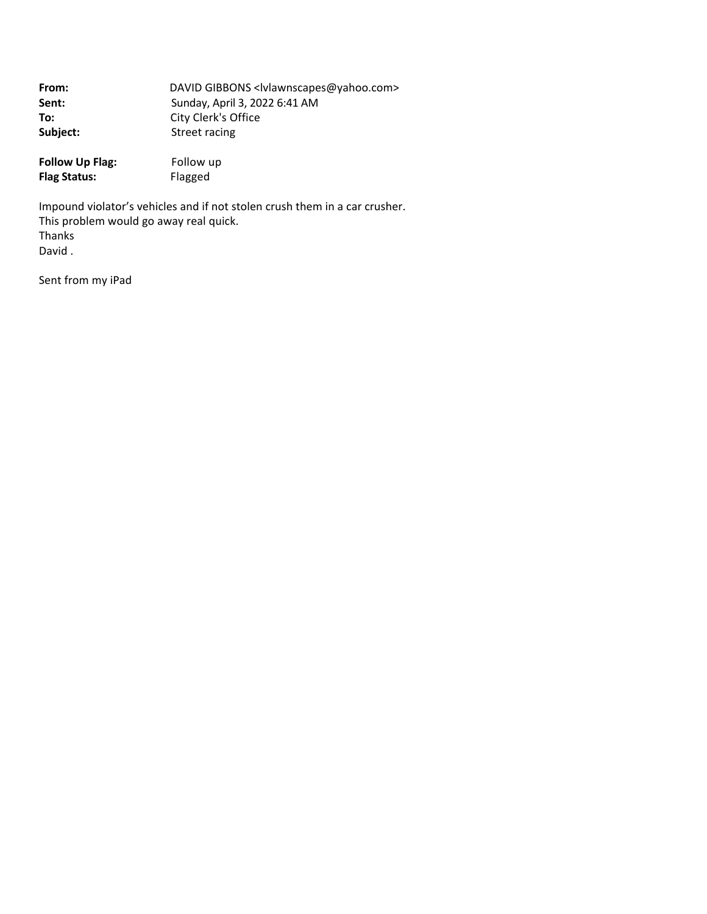**From:** DAVID GIBBONS <lvlawnscapes@yahoo.com>
**Sent:** Sunday, April 3, 2022 6:41 AM
**To:** City Clerk's Office
**Subject:** Street racing

**Follow Up Flag:** Follow up
**Flag Status:** Flagged

Impound violator's vehicles and if not stolen crush them in a car crusher.
This problem would go away real quick.
Thanks
David .

Sent from my iPad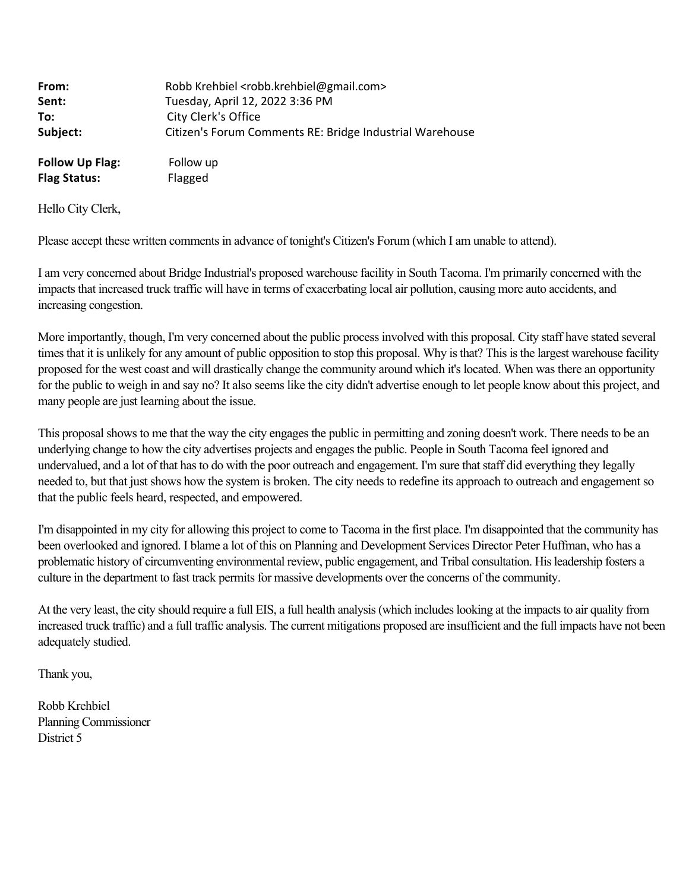**From:** Robb Krehbiel <robb.krehbiel@gmail.com>
**Sent:** Tuesday, April 12, 2022 3:36 PM
**To:** City Clerk's Office
**Subject:** Citizen's Forum Comments RE: Bridge Industrial Warehouse

**Follow Up Flag:** Follow up
**Flag Status:** Flagged

Hello City Clerk,

Please accept these written comments in advance of tonight's Citizen's Forum (which I am unable to attend).

I am very concerned about Bridge Industrial's proposed warehouse facility in South Tacoma. I'm primarily concerned with the impacts that increased truck traffic will have in terms of exacerbating local air pollution, causing more auto accidents, and increasing congestion.

More importantly, though, I'm very concerned about the public process involved with this proposal. City staff have stated several times that it is unlikely for any amount of public opposition to stop this proposal. Why is that? This is the largest warehouse facility proposed for the west coast and will drastically change the community around which it's located. When was there an opportunity for the public to weigh in and say no? It also seems like the city didn't advertise enough to let people know about this project, and many people are just learning about the issue.

This proposal shows to me that the way the city engages the public in permitting and zoning doesn't work. There needs to be an underlying change to how the city advertises projects and engages the public. People in South Tacoma feel ignored and undervalued, and a lot of that has to do with the poor outreach and engagement. I'm sure that staff did everything they legally needed to, but that just shows how the system is broken. The city needs to redefine its approach to outreach and engagement so that the public feels heard, respected, and empowered.

I'm disappointed in my city for allowing this project to come to Tacoma in the first place. I'm disappointed that the community has been overlooked and ignored. I blame a lot of this on Planning and Development Services Director Peter Huffman, who has a problematic history of circumventing environmental review, public engagement, and Tribal consultation. His leadership fosters a culture in the department to fast track permits for massive developments over the concerns of the community.

At the very least, the city should require a full EIS, a full health analysis (which includes looking at the impacts to air quality from increased truck traffic) and a full traffic analysis. The current mitigations proposed are insufficient and the full impacts have not been adequately studied.

Thank you,

Robb Krehbiel
Planning Commissioner
District 5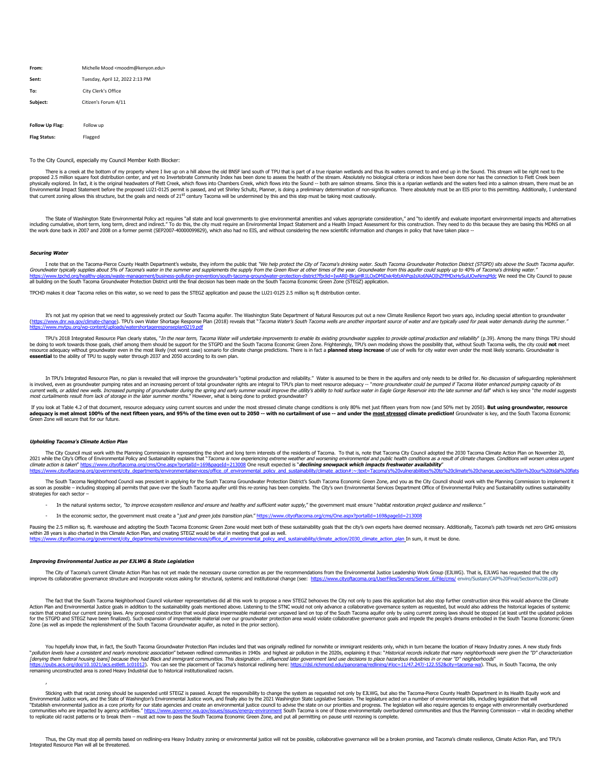| | |
|---|---|
| **From:** | Michelle Mood <moodm@kenyon.edu> |
| **Sent:** | Tuesday, April 12, 2022 2:13 PM |
| **To:** | City Clerk's Office |
| **Subject:** | Citizen's Forum 4/11 |

| | |
|---|---|
| **Follow Up Flag:** | Follow up |
| **Flag Status:** | Flagged |

To the City Council, especially my Council Member Keith Blocker:

There is a creek at the bottom of my property where I live up on a hill above the old BNSF land south of TPU that is part of a true riparian wetlands and thus its waters connect to and end up in the Sound. This stream will be right next to the proposed 2.5 million square foot distribution center, and yet no Invertebrate Community Index has been done to assess the health of the stream. Absolutely no biological criteria or indices have been done nor has the connection to Flett Creek been physically explored. In fact, it is the original headwaters of Flett Creek, which flows into Chambers Creek, which flows into the Sound -- both are salmon streams. Since this is a riparian wetlands and the waters feed into a salmon stream, there must be an Environmental Impact Statement before the proposed LU21-0125 permit is passed, and yet Shirley Schultz, Planner, is doing a preliminary determination of non-significance. There absolutely must be an EIS prior to this permitting. Additionally, I understand that current zoning allows this structure, but the goals and needs of 21st century Tacoma will be undermined by this and this step must be taking most cautiously.

The State of Washington State Environmental Policy act requires "all state and local governments to give environmental amenities and values appropriate consideration," and "to identify and evaluate important environmental impacts and alternatives including cumulative, short term, long term, direct and indirect." To do this, the city must require an Environmental Impact Statement and a Health Impact Assessment for this construction. They need to do this because they are basing this MDNS on all the work done back in 2007 and 2008 on a former permit (SEP2007-40000099829), which also had no EIS, and without considering the new scientific information and changes in policy that have taken place --

***Securing Water***

I note that on the Tacoma-Pierce County Health Department's website, they inform the public that *"We help protect the City of Tacoma's drinking water. South Tacoma Groundwater Protection District (STGPD) sits above the South Tacoma aquifer. Groundwater typically supplies about 5% of Tacoma's water in the summer and supplements the supply from the Green River at other times of the year. Groundwater from this aquifer could supply up to 40% of Tacoma's drinking water."* https://www.tpchd.org/healthy-places/waste-management/business-pollution-prevention/south-tacoma-groundwater-protection-district?fbclid=IwAR0-BkjaHR1LOxDMiDxk4bfzAhPqsIsXo6NAOIhZFfMDxHySuiUOwNmqMdc We need the City Council to pause all building on the South Tacoma Groundwater Protection District until the final decision has been made on the South Tacoma Economic Green Zone (STEGZ) application.

TPCHD makes it clear Tacoma relies on this water, so we need to pass the STEGZ application and pause the LU21-0125 2.5 million sq ft distribution center.

It's not just my opinion that we need to aggressively protect our South Tacoma aquifer. The Washington State Department of Natural Resources put out a new Climate Resilience Report two years ago, including special attention to groundwater (https://www.dnr.wa.gov/climate-change). TPU's own Water Shortage Response Plan (2018) reveals that "*Tacoma Water's South Tacoma wells are another important source of water and are typically used for peak water demands during the summer.*" https://www.mytpu.org/wp-content/uploads/watershortageresponseplan0219.pdf

TPU's 2018 Integrated Resource Plan clearly states, "*In the near term, Tacoma Water will undertake improvements to enable its existing groundwater supplies to provide optimal production and reliability*" (p.39). Among the many things TPU should be doing to work towards those goals, chief among them should be support for the STGPD and the South Tacoma Economic Green Zone. Frighteningly, TPU's own modeling shows the possibility that, without South Tacoma wells, the city could **not** meet resource adequacy without groundwater even in the most likely (not worst case) scenario for climate change predictions. There is in fact a **planned steep increase** of use of wells for city water even under the most likely scenario. Groundwater is **essential** to the ability of TPU to supply water through 2037 and 2050 according to its own plan.

In TPU's Integrated Resource Plan, no plan is revealed that will improve the groundwater's "optimal production and reliability." Water is assumed to be there in the aquifers and only needs to be drilled for. No discussion of safeguarding replenishment is involved, even as groundwater pumping rates and an increasing percent of total groundwater rights are integral to TPU's plan to meet resource adequacy -- "*more groundwater could be pumped if Tacoma Water enhanced pumping capacity of its current wells, or added new wells. Increased pumping of groundwater during the spring and early summer would improve the utility's ability to hold surface water in Eagle Gorge Reservoir into the late summer and fall*" which is key since "*the model suggests most curtailments result from lack of storage in the later summer months.*" However, what is being done to protect groundwater?

If you look at Table 4.2 of that document, resource adequacy using current sources and under the most stressed climate change conditions is only 80% met just fifteen years from now (and 50% met by 2050). **But using groundwater, resource adequacy is met almost 100% of the next fifteen years, and 95% of the time even out to 2050 -- with no curtailment of use -- and under the <u>most stressed</u> climate prediction!** Groundwater is key, and the South Tacoma Economic Green Zone will secure that for our future.

***Upholding Tacoma's Climate Action Plan***

The City Council must work with the Planning Commission in representing the short and long term interests of the residents of Tacoma. To that is, note that Tacoma City Council adopted the 2030 Tacoma Climate Action Plan on November 20, 2021 while the City's Office of Environmental Policy and Sustainability explains that "*Tacoma is now experiencing extreme weather and worsening environmental and public health conditions as a result of climate changes. Conditions will worsen unless urgent climate action is taken*" https://www.cityoftacoma.org/cms/One.aspx?portalId=169&pageId=213008 One result expected is "***declining snowpack which impacts freshwater availability***" https://www.cityoftacoma.org/government/city_departments/environmentalservices/office_of_environmental_policy_and_sustainability/climate_action#:~:text=Tacoma's%20vulnerabilities%20to%20climate%20change,species%20in%20our%20tidal%20flats

The South Tacoma Neighborhood Council was prescient in applying for the South Tacoma Groundwater Protection District's South Tacoma Economic Green Zone, and you as the City Council should work with the Planning Commission to implement it as soon as possible – including stopping all permits that pave over the South Tacoma aquifer until this re-zoning has been complete. The City's own Environmental Services Department Office of Environmental Policy and Sustainability outlines sustainability strategies for each sector –

- In the natural systems sector, *"to improve ecosystem resilience and ensure and healthy and sufficient water supply,"* the government must ensure "*habitat restoration project guidance and resilience.*"
- In the economic sector, the government must create a "*just and green jobs transition plan.*" https://www.cityoftacoma.org/cms/One.aspx?portalId=169&pageId=213008

Pausing the 2.5 million sq. ft. warehouse and adopting the South Tacoma Economic Green Zone would meet both of these sustainability goals that the city's own experts have deemed necessary. Additionally, Tacoma's path towards net zero GHG emissions within 28 years is also charted in this Climate Action Plan, and creating STEGZ would be vital in meeting that goal as well. https://www.cityoftacoma.org/government/city_departments/environmentalservices/office_of_environmental_policy_and_sustainability/climate_action/2030_climate_action_plan In sum, it must be done.

***Improving Environmental Justice as per EJLWG & State Legislation***

The City of Tacoma's current Climate Action Plan has not yet made the necessary course correction as per the recommendations from the Environmental Justice Leadership Work Group (EJLWG). That is, EJLWG has requested that the city improve its collaborative governance structure and incorporate voices asking for structural, systemic and institutional change (see: https://www.cityoftacoma.org/UserFiles/Servers/Server_6/File/cms/ enviro/Sustain/CAP%20Final/Section%208.pdf)

The fact that the South Tacoma Neighborhood Council volunteer representatives did all this work to propose a new STEGZ behooves the City not only to pass this application but also stop further construction since this would advance the Climate Action Plan and Environmental Justice goals in addition to the sustainability goals mentioned above. Listening to the STNC would not only advance a collaborative governance system as requested, but would also address the historical legacies of systemic racism that created our current zoning laws. Any proposed construction that would place impermeable material over unpaved land on top of the South Tacoma aquifer only by using current zoning laws should be stopped (at least until the updated policies for the STGPD and STEGZ have been finalized). Such expansion of impermeable material over our groundwater protection area would violate collaborative governance goals and impede the people's dreams embodied in the South Tacoma Economic Green Zone (as well as impede the replenishment of the South Tacoma Groundwater aquifer, as noted in the prior section).

You hopefully know that, in fact, the South Tacoma Groundwater Protection Plan includes land that was originally redlined for nonwhite or immigrant residents only, which in turn became the location of Heavy Industry zones. A new study finds "*pollution levels have a consistent and nearly monotonic association*" between redlined communities in 1940s and highest air pollution in the 2020s, explaining it thus: "*Historical records indicate that many neighborhoods were given the "D" characterization [denying them federal housing loans] because they had Black and immigrant communities. This designation … influenced later government land use decisions to place hazardous industries in or near "D" neighborhoods*" https://pubs.acs.org/doi/10.1021/acs.estlett.1c01012). You can see the placement of Tacoma's historical redlining here: https://dsl.richmond.edu/panorama/redlining/#loc=11/47.247/-122.552&city=tacoma-wa). Thus, in South Tacoma, the only remaining unconstructed area is zoned Heavy Industrial due to historical institutionalized racism.

,

Sticking with that racist zoning should be suspended until STEGZ is passed. Accept the responsibility to change the system as requested not only by EJLWG, but also the Tacoma-Pierce County Health Department in its Health Equity work and Environmental Justice work, and the State of Washington's Environmental Justice work, and finally also by the 2021 Washington State Legislative Session. The legislature acted on a number of environmental bills, including legislation that will "Establish environmental justice as a core priority for our state agencies and create an environmental justice council to advise the state on our priorities and progress. The legislation will also require agencies to engage with environmentally overburdened communities who are impacted by agency activities." https://www.governor.wa.gov/issues/issues/energy-environment South Tacoma is one of those environmentally overburdened communities and thus the Planning Commission – vital in deciding whether to replicate old racist patterns or to break them – must act now to pass the South Tacoma Economic Green Zone, and put all permitting on pause until rezoning is complete.

Thus, the City must stop all permits based on redlining-era Heavy Industry zoning or environmental justice will not be possible, collaborative governance will be a broken promise, and Tacoma's climate resilience, Climate Action Plan, and TPU's Integrated Resource Plan will all be threatened.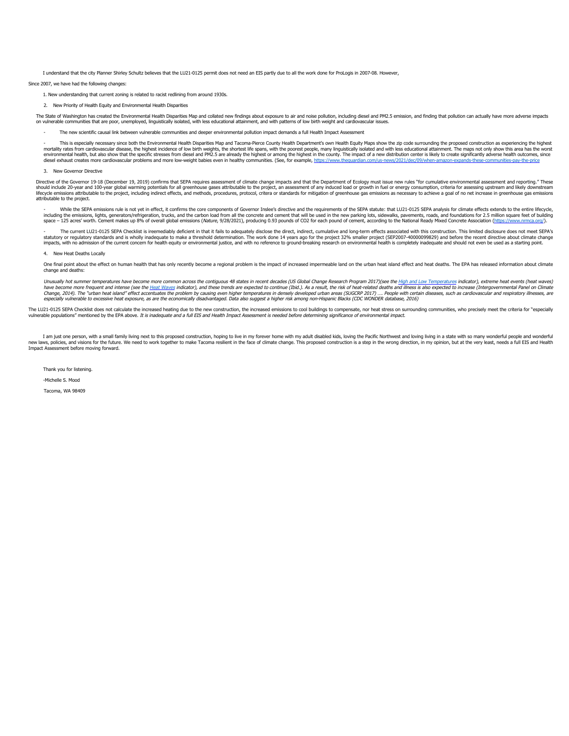I understand that the city Planner Shirley Schultz believes that the LU21-0125 permit does not need an EIS partly due to all the work done for ProLogis in 2007-08. However,

Since 2007, we have had the following changes:

1. New understanding that current zoning is related to racist redlining from around 1930s.

2. New Priority of Health Equity and Environmental Health Disparities

The State of Washington has created the Environmental Health Disparities Map and collated new findings about exposure to air and noise pollution, including diesel and PM2.5 emission, and finding that pollution can actually have more adverse impacts on vulnerable communities that are poor, unemployed, linguistically isolated, with less educational attainment, and with patterns of low birth weight and cardiovascular issues.

- The new scientific causal link between vulnerable communities and deeper environmental pollution impact demands a full Health Impact Assessment

- This is especially necessary since both the Environmental Health Disparities Map and Tacoma-Pierce County Health Department's own Health Equity Maps show the zip code surrounding the proposed construction as experiencing the highest mortality rates from cardiovascular disease, the highest incidence of low birth weights, the shortest life spans, with the poorest people, many linguistically isolated and with less educational attainment. The maps not only show this area has the worst environmental health, but also show that the specific stresses from diesel and PM2.5 are already the highest or among the highest in the county. The impact of a new distribution center is likely to create significantly adverse health outcomes, since diesel exhaust creates more cardiovascular problems and more low-weight babies even in healthy communities. (See, for example, https://www.theguardian.com/us-news/2021/dec/09/when-amazon-expands-these-communities-pay-the-price

3. New Governor Directive

Directive of the Governor 19-18 (December 19, 2019) confirms that SEPA requires assessment of climate change impacts and that the Department of Ecology must issue new rules "for cumulative environmental assessment and reporting." These should include 20-year and 100-year global warming potentials for all greenhouse gases attributable to the project, an assessment of any induced load or growth in fuel or energy consumption, criteria for assessing upstream and likely downstream lifecycle emissions attributable to the project, including indirect effects, and methods, procedures, protocol, critera or standards for mitigation of greenhouse gas emissions as necessary to achieve a goal of no net increase in greenhouse gas emissions attributable to the project.

- While the SEPA emissions rule is not yet in effect, it confirms the core components of Governor Inslee's directive and the requirements of the SEPA statute: that LU21-0125 SEPA analysis for climate effects extends to the entire lifecycle, including the emissions, lights, generators/refrigeration, trucks, and the carbon load from all the concrete and cement that will be used in the new parking lots, sidewalks, pavements, roads, and foundations for 2.5 million square feet of building space – 125 acres' worth. Cement makes up 8% of overall global emissions (*Nature*, 9/28/2021), producing 0.93 pounds of $CO_2$ for each pound of cement, according to the National Ready Mixed Concrete Association (https://www.nrmca.org/).

- The current LU21-0125 SEPA Checklist is ireemediably deficient in that it fails to adequately disclose the direct, indirect, cumulative and long-term effects associated with this construction. This limited disclosure does not meet SEPA's statutory or regulatory standards and is wholly inadequate to make a threshold determination. The work done 14 years ago for the project 32% smaller project (SEP2007-40000099829) and before the recent directive about climate change impacts, with no admission of the current concern for health equity or environmental justice, and with no reference to ground-breaking research on environmental health is completely inadequate and should not even be used as a starting point.

4. New Heat Deaths Locally

One final point about the effect on human health that has only recently become a regional problem is the impact of increased impermeable land on the urban heat island effect and heat deaths. The EPA has released information about climate change and deaths:

*Unusually hot summer temperatures have become more common across the contiguous 48 states in recent decades (US Global Change Research Program 2017)(see the High and Low Temperatures indicator), extreme heat events (heat waves) have become more frequent and intense (see the Heat Waves indicator), and these trends are expected to continue (Ibid.). As a result, the risk of heat-related deaths and illness is also expected to increase (Intergovernmental Panel on Climate Change, 2014). The "urban heat island" effect accentuates the problem by causing even higher temperatures in densely developed urban areas (SUGCRP 2017) …. People with certain diseases, such as cardiovascular and respiratory illnesses, are especially vulnerable to excessive heat exposure, as are the economically disadvantaged. Data also suggest a higher risk among non-Hispanic Blacks (CDC WONDER database, 2016)*

The LU21-0125 SEPA Checklist does not calculate the increased heating due to the new construction, the increased emissions to cool buildings to compensate, nor heat stress on surrounding communities, who precisely meet the criteria for "especially vulnerable populations" mentioned by the EPA above. *It is inadequate and a full EIS and Health Impact Assessment is needed before determining significance of environmental impact.*

I am just one person, with a small family living next to this proposed construction, hoping to live in my forever home with my adult disabled kids, loving the Pacific Northwest and loving living in a state with so many wonderful people and wonderful new laws, policies, and visions for the future. We need to work together to make Tacoma resilient in the face of climate change. This proposed construction is a step in the wrong direction, in my opinion, but at the very least, needs a full EIS and Health Impact Assessment before moving forward.

Thank you for listening.

-Michelle S. Mood

Tacoma, WA 98409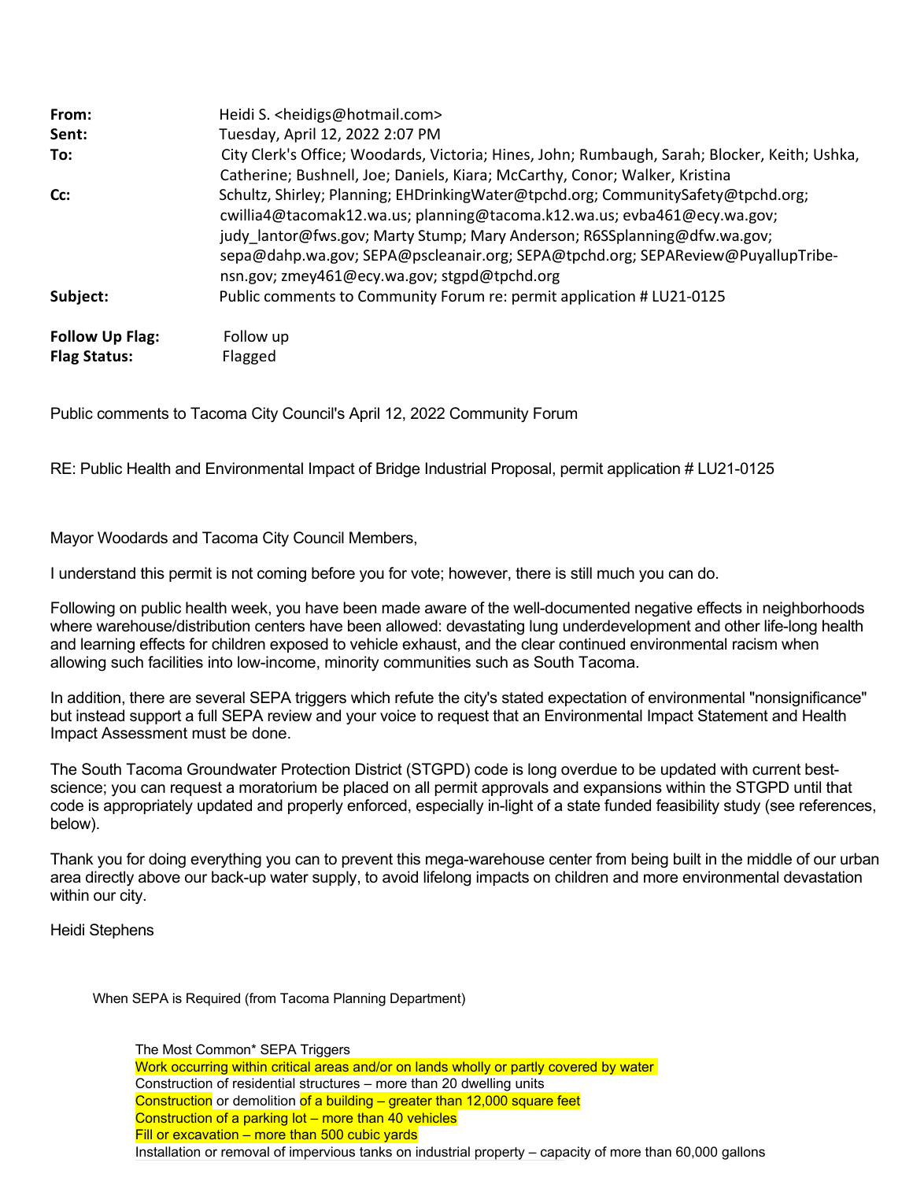**From:** Heidi S. <heidigs@hotmail.com>
**Sent:** Tuesday, April 12, 2022 2:07 PM
**To:** City Clerk's Office; Woodards, Victoria; Hines, John; Rumbaugh, Sarah; Blocker, Keith; Ushka, Catherine; Bushnell, Joe; Daniels, Kiara; McCarthy, Conor; Walker, Kristina
**Cc:** Schultz, Shirley; Planning; EHDrinkingWater@tpchd.org; CommunitySafety@tpchd.org; cwillia4@tacomak12.wa.us; planning@tacoma.k12.wa.us; evba461@ecy.wa.gov; judy_lantor@fws.gov; Marty Stump; Mary Anderson; R6SSplanning@dfw.wa.gov; sepa@dahp.wa.gov; SEPA@pscleanair.org; SEPA@tpchd.org; SEPAReview@PuyallupTribe-nsn.gov; zmey461@ecy.wa.gov; stgpd@tpchd.org
**Subject:** Public comments to Community Forum re: permit application # LU21-0125

**Follow Up Flag:** Follow up
**Flag Status:** Flagged

Public comments to Tacoma City Council's April 12, 2022 Community Forum

RE: Public Health and Environmental Impact of Bridge Industrial Proposal, permit application # LU21-0125

Mayor Woodards and Tacoma City Council Members,

I understand this permit is not coming before you for vote; however, there is still much you can do.

Following on public health week, you have been made aware of the well-documented negative effects in neighborhoods where warehouse/distribution centers have been allowed: devastating lung underdevelopment and other life-long health and learning effects for children exposed to vehicle exhaust, and the clear continued environmental racism when allowing such facilities into low-income, minority communities such as South Tacoma.

In addition, there are several SEPA triggers which refute the city's stated expectation of environmental "nonsignificance" but instead support a full SEPA review and your voice to request that an Environmental Impact Statement and Health Impact Assessment must be done.

The South Tacoma Groundwater Protection District (STGPD) code is long overdue to be updated with current best-science; you can request a moratorium be placed on all permit approvals and expansions within the STGPD until that code is appropriately updated and properly enforced, especially in-light of a state funded feasibility study (see references, below).

Thank you for doing everything you can to prevent this mega-warehouse center from being built in the middle of our urban area directly above our back-up water supply, to avoid lifelong impacts on children and more environmental devastation within our city.

Heidi Stephens

When SEPA is Required (from Tacoma Planning Department)

The Most Common* SEPA Triggers
Work occurring within critical areas and/or on lands wholly or partly covered by water
Construction of residential structures – more than 20 dwelling units
Construction or demolition of a building – greater than 12,000 square feet
Construction of a parking lot – more than 40 vehicles
Fill or excavation – more than 500 cubic yards
Installation or removal of impervious tanks on industrial property – capacity of more than 60,000 gallons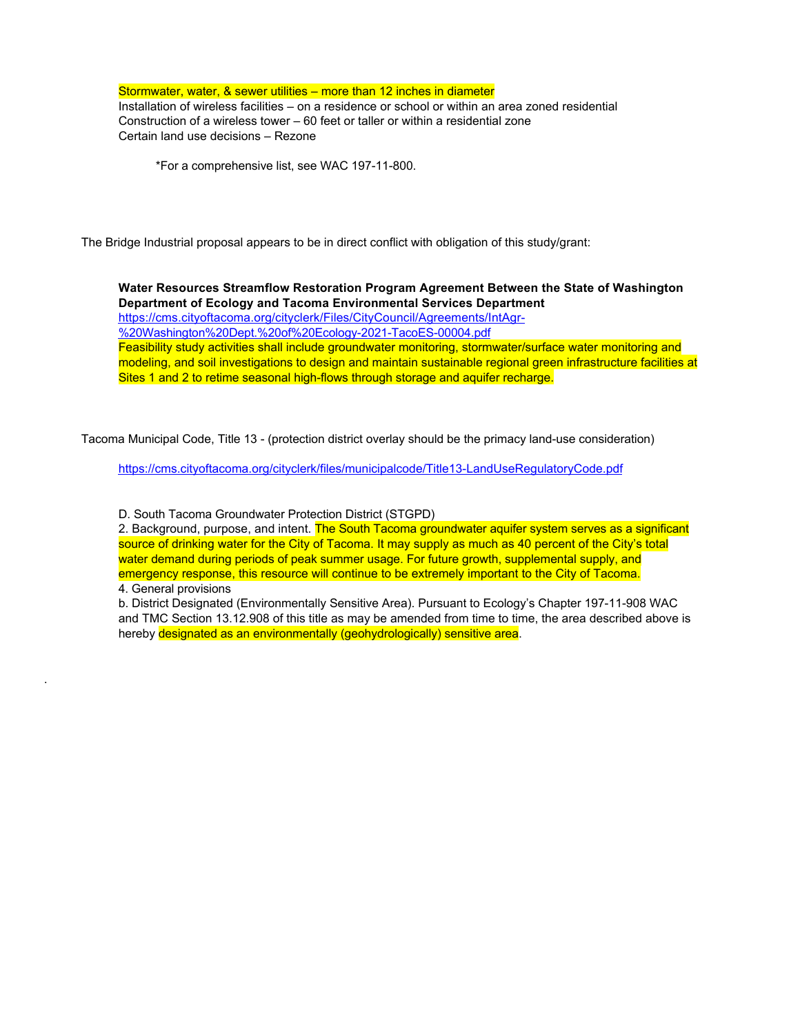Stormwater, water, & sewer utilities – more than 12 inches in diameter
Installation of wireless facilities – on a residence or school or within an area zoned residential
Construction of a wireless tower – 60 feet or taller or within a residential zone
Certain land use decisions – Rezone

*For a comprehensive list, see WAC 197-11-800.

The Bridge Industrial proposal appears to be in direct conflict with obligation of this study/grant:

**Water Resources Streamflow Restoration Program Agreement Between the State of Washington Department of Ecology and Tacoma Environmental Services Department**
https://cms.cityoftacoma.org/cityclerk/Files/CityCouncil/Agreements/IntAgr-%20Washington%20Dept.%20of%20Ecology-2021-TacoES-00004.pdf
Feasibility study activities shall include groundwater monitoring, stormwater/surface water monitoring and modeling, and soil investigations to design and maintain sustainable regional green infrastructure facilities at Sites 1 and 2 to retime seasonal high-flows through storage and aquifer recharge.

Tacoma Municipal Code, Title 13 - (protection district overlay should be the primacy land-use consideration)

https://cms.cityoftacoma.org/cityclerk/files/municipalcode/Title13-LandUseRegulatoryCode.pdf

D. South Tacoma Groundwater Protection District (STGPD)
2. Background, purpose, and intent. The South Tacoma groundwater aquifer system serves as a significant source of drinking water for the City of Tacoma. It may supply as much as 40 percent of the City's total water demand during periods of peak summer usage. For future growth, supplemental supply, and emergency response, this resource will continue to be extremely important to the City of Tacoma.
4. General provisions
b. District Designated (Environmentally Sensitive Area). Pursuant to Ecology's Chapter 197-11-908 WAC and TMC Section 13.12.908 of this title as may be amended from time to time, the area described above is hereby designated as an environmentally (geohydrologically) sensitive area.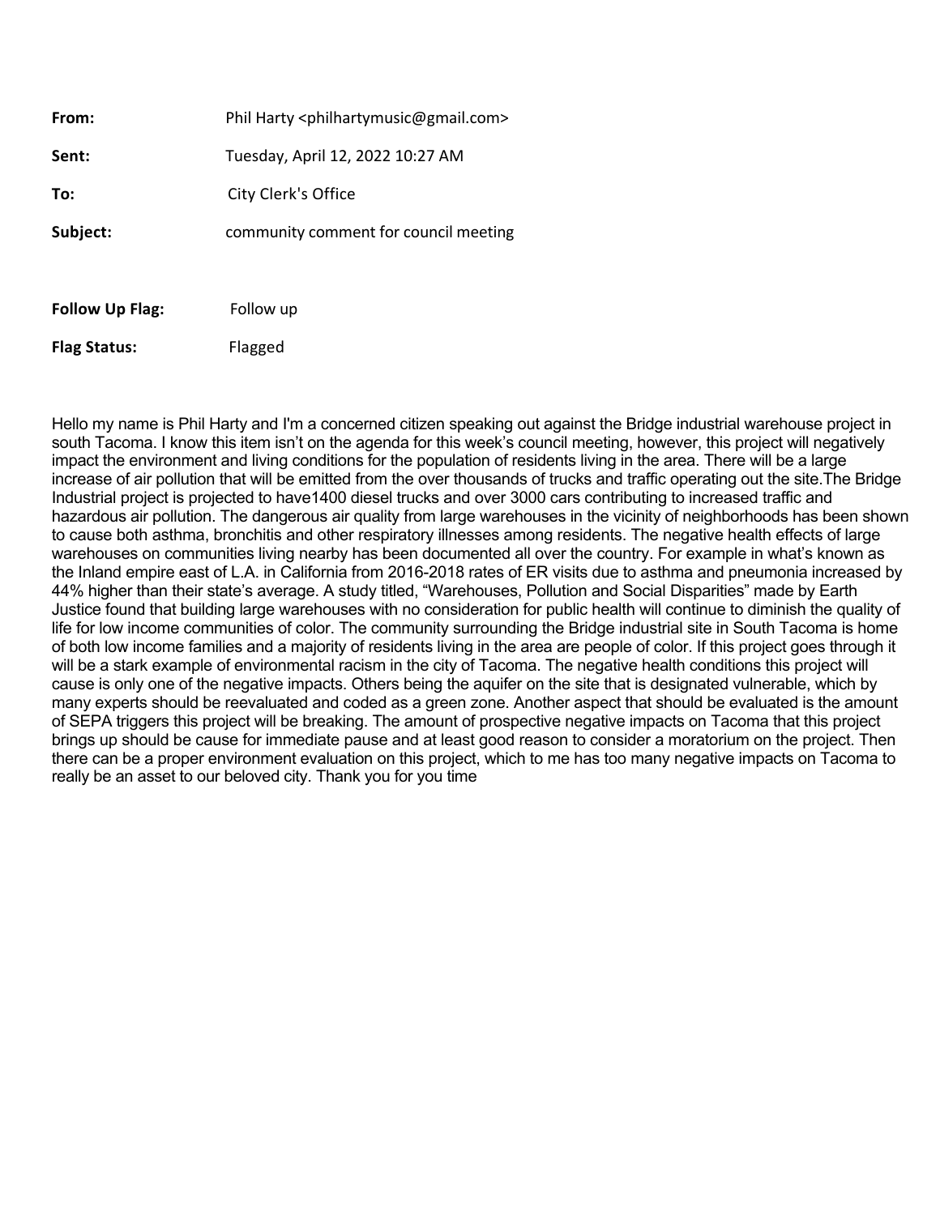| | |
|---|---|
| **From:** | Phil Harty <philhartymusic@gmail.com> |
| **Sent:** | Tuesday, April 12, 2022 10:27 AM |
| **To:** | City Clerk's Office |
| **Subject:** | community comment for council meeting |

| | |
|---|---|
| **Follow Up Flag:** | Follow up |
| **Flag Status:** | Flagged |

Hello my name is Phil Harty and I'm a concerned citizen speaking out against the Bridge industrial warehouse project in south Tacoma. I know this item isn't on the agenda for this week's council meeting, however, this project will negatively impact the environment and living conditions for the population of residents living in the area. There will be a large increase of air pollution that will be emitted from the over thousands of trucks and traffic operating out the site.The Bridge Industrial project is projected to have1400 diesel trucks and over 3000 cars contributing to increased traffic and hazardous air pollution. The dangerous air quality from large warehouses in the vicinity of neighborhoods has been shown to cause both asthma, bronchitis and other respiratory illnesses among residents. The negative health effects of large warehouses on communities living nearby has been documented all over the country. For example in what's known as the Inland empire east of L.A. in California from 2016-2018 rates of ER visits due to asthma and pneumonia increased by 44% higher than their state's average. A study titled, "Warehouses, Pollution and Social Disparities" made by Earth Justice found that building large warehouses with no consideration for public health will continue to diminish the quality of life for low income communities of color. The community surrounding the Bridge industrial site in South Tacoma is home of both low income families and a majority of residents living in the area are people of color. If this project goes through it will be a stark example of environmental racism in the city of Tacoma. The negative health conditions this project will cause is only one of the negative impacts. Others being the aquifer on the site that is designated vulnerable, which by many experts should be reevaluated and coded as a green zone. Another aspect that should be evaluated is the amount of SEPA triggers this project will be breaking. The amount of prospective negative impacts on Tacoma that this project brings up should be cause for immediate pause and at least good reason to consider a moratorium on the project. Then there can be a proper environment evaluation on this project, which to me has too many negative impacts on Tacoma to really be an asset to our beloved city. Thank you for you time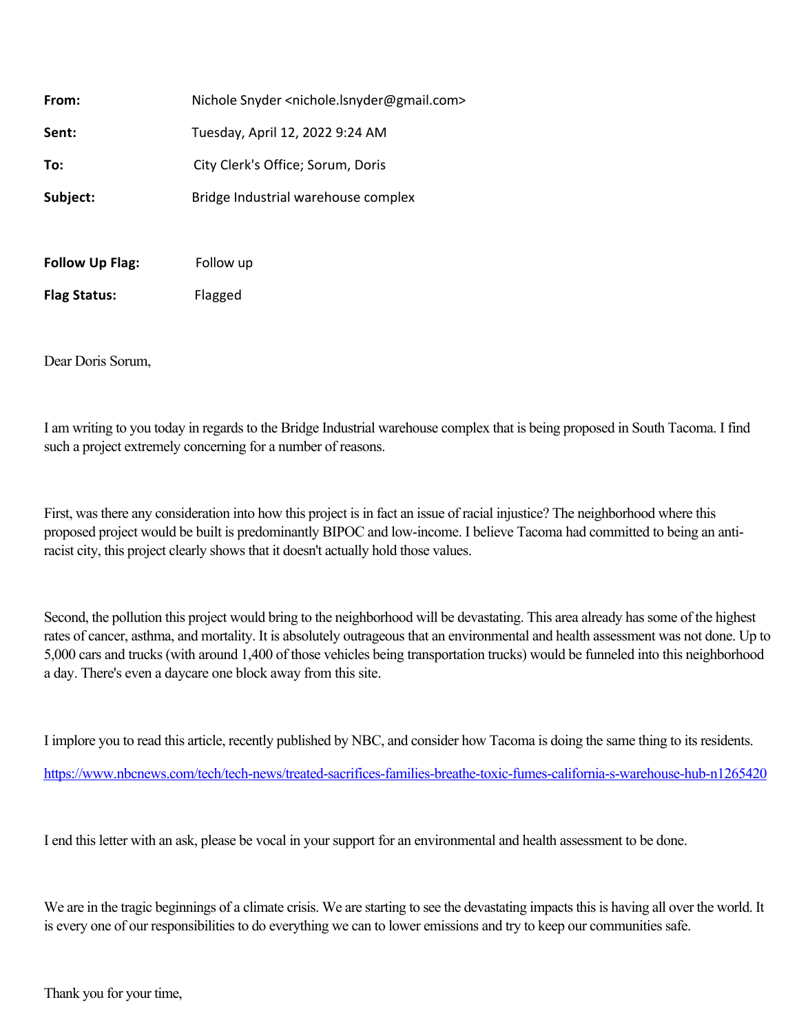| | |
|---|---|
| **From:** | Nichole Snyder <nichole.lsnyder@gmail.com> |
| **Sent:** | Tuesday, April 12, 2022 9:24 AM |
| **To:** | City Clerk's Office; Sorum, Doris |
| **Subject:** | Bridge Industrial warehouse complex |

| | |
|---|---|
| **Follow Up Flag:** | Follow up |
| **Flag Status:** | Flagged |

Dear Doris Sorum,

I am writing to you today in regards to the Bridge Industrial warehouse complex that is being proposed in South Tacoma. I find such a project extremely concerning for a number of reasons.

First, was there any consideration into how this project is in fact an issue of racial injustice? The neighborhood where this proposed project would be built is predominantly BIPOC and low-income. I believe Tacoma had committed to being an anti-racist city, this project clearly shows that it doesn't actually hold those values.

Second, the pollution this project would bring to the neighborhood will be devastating. This area already has some of the highest rates of cancer, asthma, and mortality. It is absolutely outrageous that an environmental and health assessment was not done. Up to 5,000 cars and trucks (with around 1,400 of those vehicles being transportation trucks) would be funneled into this neighborhood a day. There's even a daycare one block away from this site.

I implore you to read this article, recently published by NBC, and consider how Tacoma is doing the same thing to its residents.

https://www.nbcnews.com/tech/tech-news/treated-sacrifices-families-breathe-toxic-fumes-california-s-warehouse-hub-n1265420

I end this letter with an ask, please be vocal in your support for an environmental and health assessment to be done.

We are in the tragic beginnings of a climate crisis. We are starting to see the devastating impacts this is having all over the world. It is every one of our responsibilities to do everything we can to lower emissions and try to keep our communities safe.

Thank you for your time,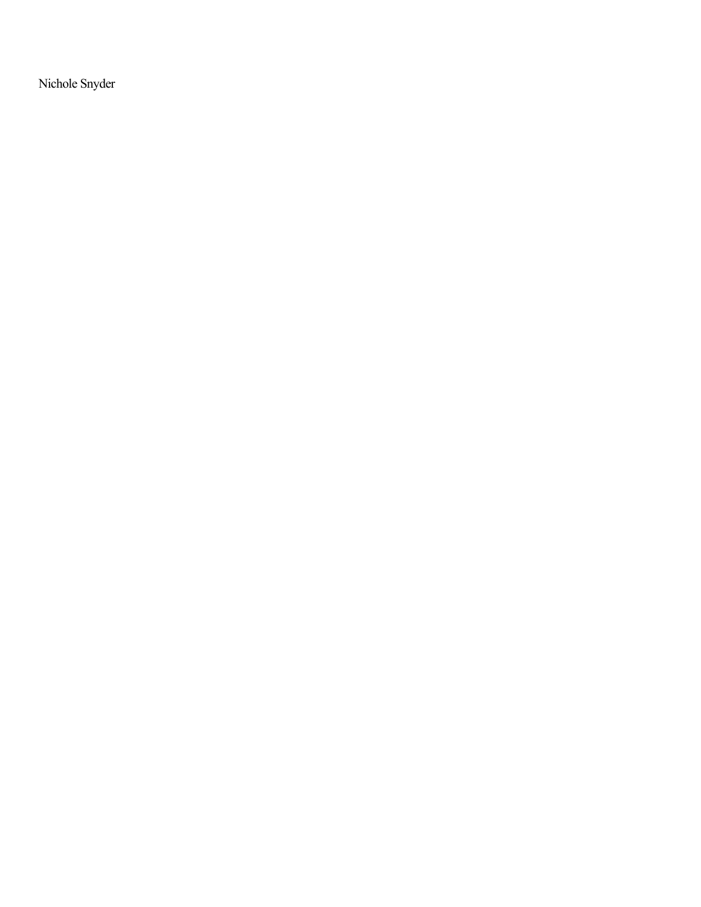Nichole Snyder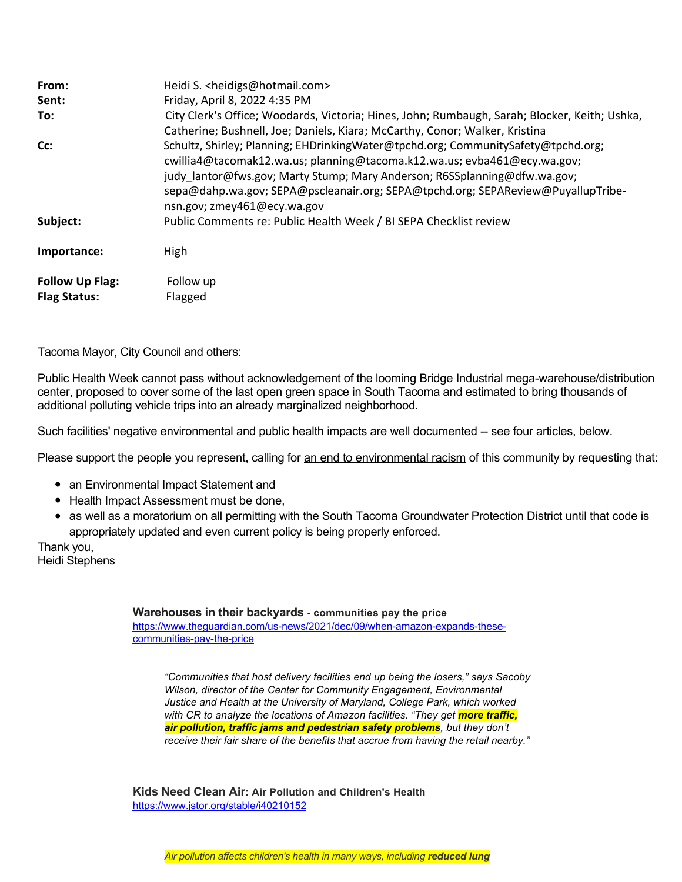| | |
|---|---|
| **From:** | Heidi S. <heidigs@hotmail.com> |
| **Sent:** | Friday, April 8, 2022 4:35 PM |
| **To:** | City Clerk's Office; Woodards, Victoria; Hines, John; Rumbaugh, Sarah; Blocker, Keith; Ushka, Catherine; Bushnell, Joe; Daniels, Kiara; McCarthy, Conor; Walker, Kristina |
| **Cc:** | Schultz, Shirley; Planning; EHDrinkingWater@tpchd.org; CommunitySafety@tpchd.org; cwillia4@tacomak12.wa.us; planning@tacoma.k12.wa.us; evba461@ecy.wa.gov; judy_lantor@fws.gov; Marty Stump; Mary Anderson; R6SSplanning@dfw.wa.gov; sepa@dahp.wa.gov; SEPA@pscleanair.org; SEPA@tpchd.org; SEPAReview@PuyallupTribe-nsn.gov; zmey461@ecy.wa.gov |
| **Subject:** | Public Comments re: Public Health Week / BI SEPA Checklist review |
| **Importance:** | High |
| **Follow Up Flag:** | Follow up |
| **Flag Status:** | Flagged |

Tacoma Mayor, City Council and others:

Public Health Week cannot pass without acknowledgement of the looming Bridge Industrial mega-warehouse/distribution center, proposed to cover some of the last open green space in South Tacoma and estimated to bring thousands of additional polluting vehicle trips into an already marginalized neighborhood.

Such facilities' negative environmental and public health impacts are well documented -- see four articles, below.

Please support the people you represent, calling for an end to environmental racism of this community by requesting that:

- an Environmental Impact Statement and
- Health Impact Assessment must be done,
- as well as a moratorium on all permitting with the South Tacoma Groundwater Protection District until that code is appropriately updated and even current policy is being properly enforced.

Thank you,
Heidi Stephens

**Warehouses in their backyards - communities pay the price**
https://www.theguardian.com/us-news/2021/dec/09/when-amazon-expands-these-communities-pay-the-price

> *"Communities that host delivery facilities end up being the losers," says Sacoby Wilson, director of the Center for Community Engagement, Environmental Justice and Health at the University of Maryland, College Park, which worked with CR to analyze the locations of Amazon facilities. "They get **more traffic, air pollution, traffic jams and pedestrian safety problems**, but they don't receive their fair share of the benefits that accrue from having the retail nearby."*

**Kids Need Clean Air: Air Pollution and Children's Health**
https://www.jstor.org/stable/i40210152

> *Air pollution affects children's health in many ways, including **reduced lung***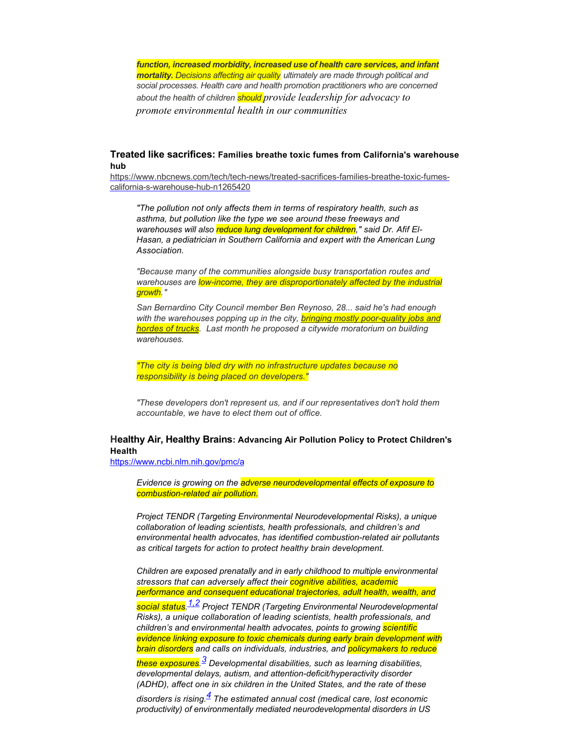*function, increased morbidity, increased use of health care services, and infant mortality.* *Decisions affecting air quality ultimately are made through political and social processes. Health care and health promotion practitioners who are concerned about the health of children should provide leadership for advocacy to promote environmental health in our communities*

### **Treated like sacrifices: Families breathe toxic fumes from California's warehouse hub**

https://www.nbcnews.com/tech/tech-news/treated-sacrifices-families-breathe-toxic-fumes-california-s-warehouse-hub-n1265420

> *"The pollution not only affects them in terms of respiratory health, such as asthma, but pollution like the type we see around these freeways and warehouses will also reduce lung development for children," said Dr. Afif El-Hasan, a pediatrician in Southern California and expert with the American Lung Association.*
>
> *"Because many of the communities alongside busy transportation routes and warehouses are low-income, they are disproportionately affected by the industrial growth."*
>
> *San Bernardino City Council member Ben Reynoso, 28... said he's had enough with the warehouses popping up in the city, bringing mostly poor-quality jobs and hordes of trucks. Last month he proposed a citywide moratorium on building warehouses.*
>
> *"The city is being bled dry with no infrastructure updates because no responsibility is being placed on developers."*
>
> *"These developers don't represent us, and if our representatives don't hold them accountable, we have to elect them out of office.*

### **Healthy Air, Healthy Brains: Advancing Air Pollution Policy to Protect Children's Health**

https://www.ncbi.nlm.nih.gov/pmc/a

> *Evidence is growing on the adverse neurodevelopmental effects of exposure to combustion-related air pollution.*
>
> *Project TENDR (Targeting Environmental Neurodevelopmental Risks), a unique collaboration of leading scientists, health professionals, and children's and environmental health advocates, has identified combustion-related air pollutants as critical targets for action to protect healthy brain development.*
>
> *Children are exposed prenatally and in early childhood to multiple environmental stressors that can adversely affect their cognitive abilities, academic performance and consequent educational trajectories, adult health, wealth, and social status.[1,2] Project TENDR (Targeting Environmental Neurodevelopmental Risks), a unique collaboration of leading scientists, health professionals, and children's and environmental health advocates, points to growing scientific evidence linking exposure to toxic chemicals during early brain development with brain disorders and calls on individuals, industries, and policymakers to reduce these exposures.[3] Developmental disabilities, such as learning disabilities, developmental delays, autism, and attention-deficit/hyperactivity disorder (ADHD), affect one in six children in the United States, and the rate of these disorders is rising.[4] The estimated annual cost (medical care, lost economic productivity) of environmentally mediated neurodevelopmental disorders in US*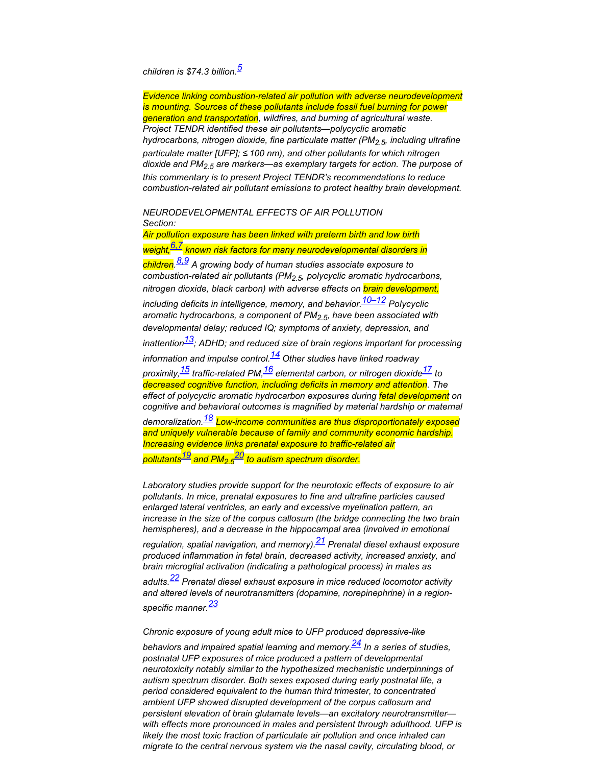*children is $74.3 billion.[5]*

*Evidence linking combustion-related air pollution with adverse neurodevelopment is mounting. Sources of these pollutants include fossil fuel burning for power generation and transportation, wildfires, and burning of agricultural waste. Project TENDR identified these air pollutants—polycyclic aromatic hydrocarbons, nitrogen dioxide, fine particulate matter ($PM_{2.5}$, including ultrafine particulate matter [UFP]; ≤ 100 nm), and other pollutants for which nitrogen dioxide and $PM_{2.5}$ are markers—as exemplary targets for action. The purpose of this commentary is to present Project TENDR's recommendations to reduce combustion-related air pollutant emissions to protect healthy brain development.*

*NEURODEVELOPMENTAL EFFECTS OF AIR POLLUTION*
*Section:*
*Air pollution exposure has been linked with preterm birth and low birth weight,[6,7] known risk factors for many neurodevelopmental disorders in children.[8,9] A growing body of human studies associate exposure to combustion-related air pollutants ($PM_{2.5}$, polycyclic aromatic hydrocarbons, nitrogen dioxide, black carbon) with adverse effects on brain development, including deficits in intelligence, memory, and behavior.[10–12] Polycyclic aromatic hydrocarbons, a component of $PM_{2.5}$, have been associated with developmental delay; reduced IQ; symptoms of anxiety, depression, and inattention[13]; ADHD; and reduced size of brain regions important for processing information and impulse control.[14] Other studies have linked roadway proximity,[15] traffic-related PM,[16] elemental carbon, or nitrogen dioxide[17] to decreased cognitive function, including deficits in memory and attention. The effect of polycyclic aromatic hydrocarbon exposures during fetal development on cognitive and behavioral outcomes is magnified by material hardship or maternal demoralization.[18] Low-income communities are thus disproportionately exposed and uniquely vulnerable because of family and community economic hardship. Increasing evidence links prenatal exposure to traffic-related air pollutants[19] and $PM_{2.5}$[20] to autism spectrum disorder.*

*Laboratory studies provide support for the neurotoxic effects of exposure to air pollutants. In mice, prenatal exposures to fine and ultrafine particles caused enlarged lateral ventricles, an early and excessive myelination pattern, an increase in the size of the corpus callosum (the bridge connecting the two brain hemispheres), and a decrease in the hippocampal area (involved in emotional regulation, spatial navigation, and memory).[21] Prenatal diesel exhaust exposure produced inflammation in fetal brain, decreased activity, increased anxiety, and brain microglial activation (indicating a pathological process) in males as adults.[22] Prenatal diesel exhaust exposure in mice reduced locomotor activity and altered levels of neurotransmitters (dopamine, norepinephrine) in a region-specific manner.[23]*

*Chronic exposure of young adult mice to UFP produced depressive-like behaviors and impaired spatial learning and memory.[24] In a series of studies, postnatal UFP exposures of mice produced a pattern of developmental neurotoxicity notably similar to the hypothesized mechanistic underpinnings of autism spectrum disorder. Both sexes exposed during early postnatal life, a period considered equivalent to the human third trimester, to concentrated ambient UFP showed disrupted development of the corpus callosum and persistent elevation of brain glutamate levels—an excitatory neurotransmitter—with effects more pronounced in males and persistent through adulthood. UFP is likely the most toxic fraction of particulate air pollution and once inhaled can migrate to the central nervous system via the nasal cavity, circulating blood, or*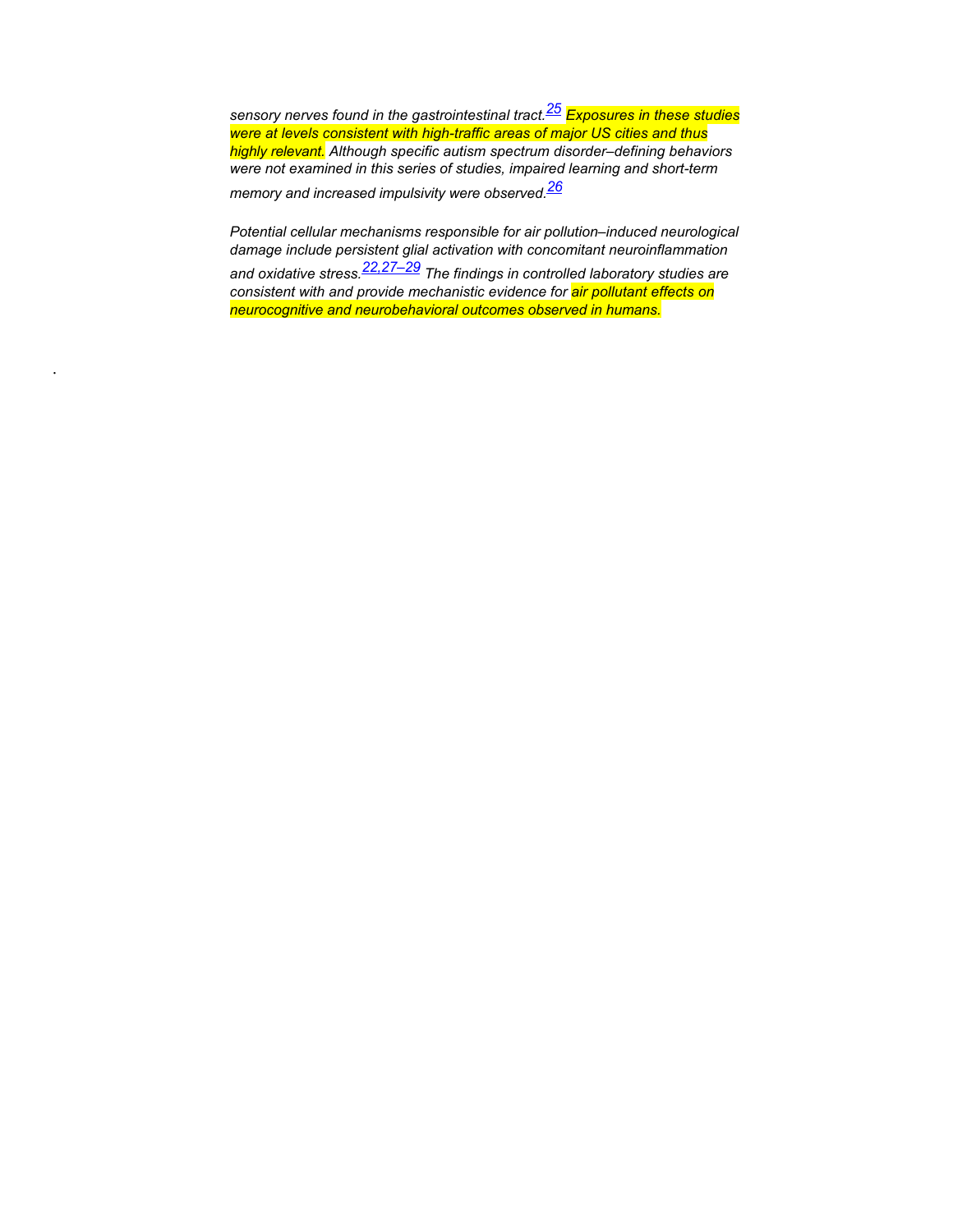*sensory nerves found in the gastrointestinal tract.[25] Exposures in these studies were at levels consistent with high-traffic areas of major US cities and thus highly relevant. Although specific autism spectrum disorder–defining behaviors were not examined in this series of studies, impaired learning and short-term memory and increased impulsivity were observed.[26]*

*Potential cellular mechanisms responsible for air pollution–induced neurological damage include persistent glial activation with concomitant neuroinflammation and oxidative stress.[22,27–29] The findings in controlled laboratory studies are consistent with and provide mechanistic evidence for air pollutant effects on neurocognitive and neurobehavioral outcomes observed in humans.*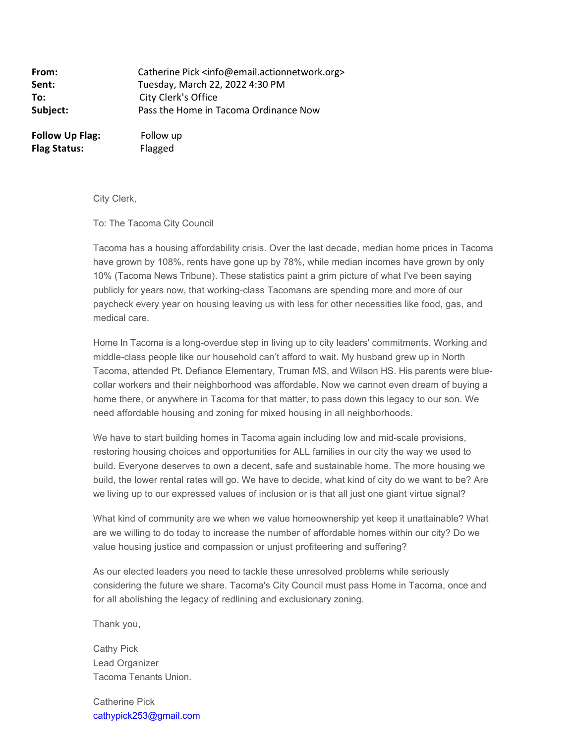**From:** Catherine Pick <info@email.actionnetwork.org>
**Sent:** Tuesday, March 22, 2022 4:30 PM
**To:** City Clerk's Office
**Subject:** Pass the Home in Tacoma Ordinance Now

**Follow Up Flag:** Follow up
**Flag Status:** Flagged

City Clerk,

To: The Tacoma City Council

Tacoma has a housing affordability crisis. Over the last decade, median home prices in Tacoma have grown by 108%, rents have gone up by 78%, while median incomes have grown by only 10% (Tacoma News Tribune). These statistics paint a grim picture of what I've been saying publicly for years now, that working-class Tacomans are spending more and more of our paycheck every year on housing leaving us with less for other necessities like food, gas, and medical care.

Home In Tacoma is a long-overdue step in living up to city leaders' commitments. Working and middle-class people like our household can't afford to wait. My husband grew up in North Tacoma, attended Pt. Defiance Elementary, Truman MS, and Wilson HS. His parents were blue-collar workers and their neighborhood was affordable. Now we cannot even dream of buying a home there, or anywhere in Tacoma for that matter, to pass down this legacy to our son. We need affordable housing and zoning for mixed housing in all neighborhoods.

We have to start building homes in Tacoma again including low and mid-scale provisions, restoring housing choices and opportunities for ALL families in our city the way we used to build. Everyone deserves to own a decent, safe and sustainable home. The more housing we build, the lower rental rates will go. We have to decide, what kind of city do we want to be? Are we living up to our expressed values of inclusion or is that all just one giant virtue signal?

What kind of community are we when we value homeownership yet keep it unattainable? What are we willing to do today to increase the number of affordable homes within our city? Do we value housing justice and compassion or unjust profiteering and suffering?

As our elected leaders you need to tackle these unresolved problems while seriously considering the future we share. Tacoma's City Council must pass Home in Tacoma, once and for all abolishing the legacy of redlining and exclusionary zoning.

Thank you,

Cathy Pick
Lead Organizer
Tacoma Tenants Union.

Catherine Pick
cathypick253@gmail.com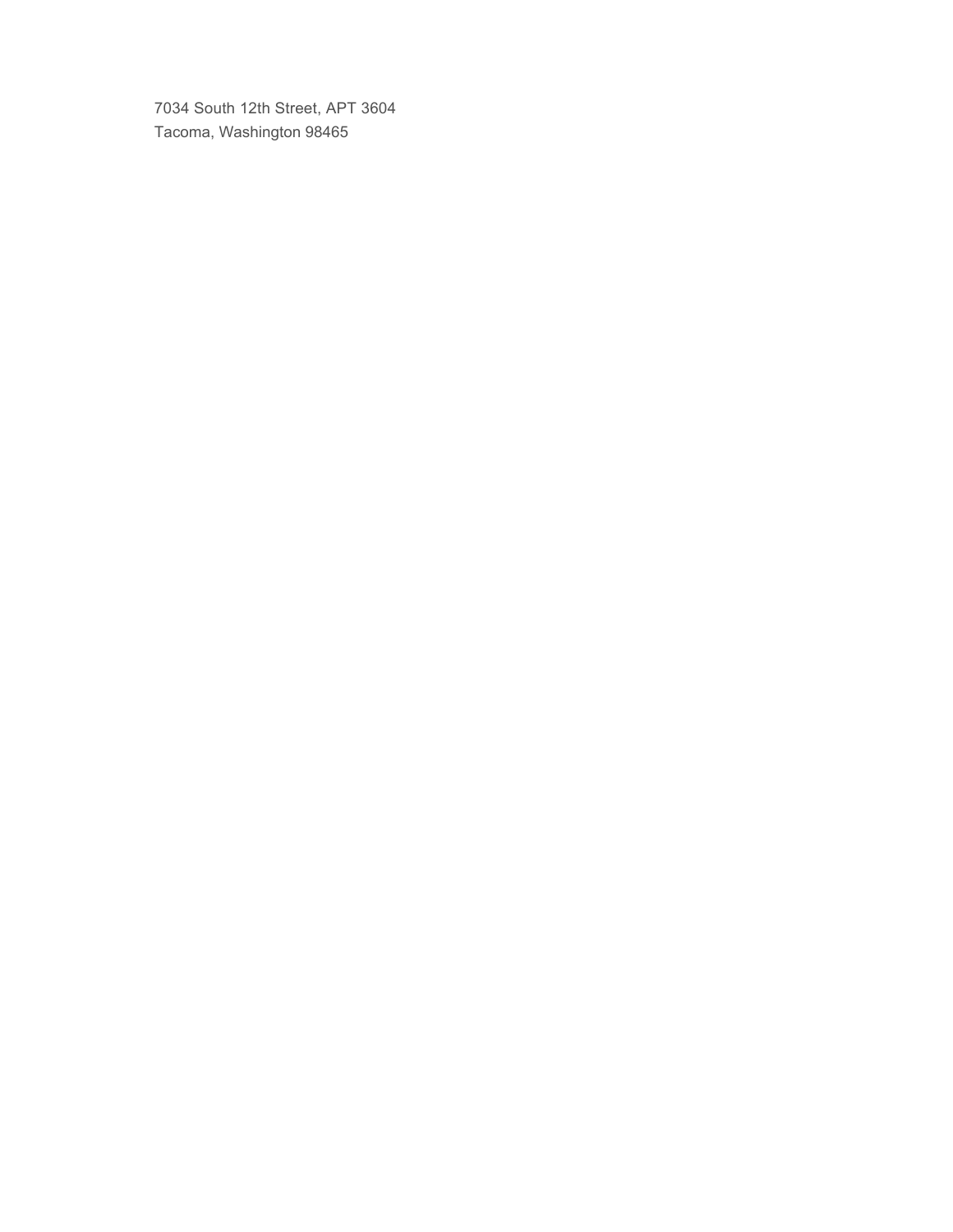7034 South 12th Street, APT 3604
Tacoma, Washington 98465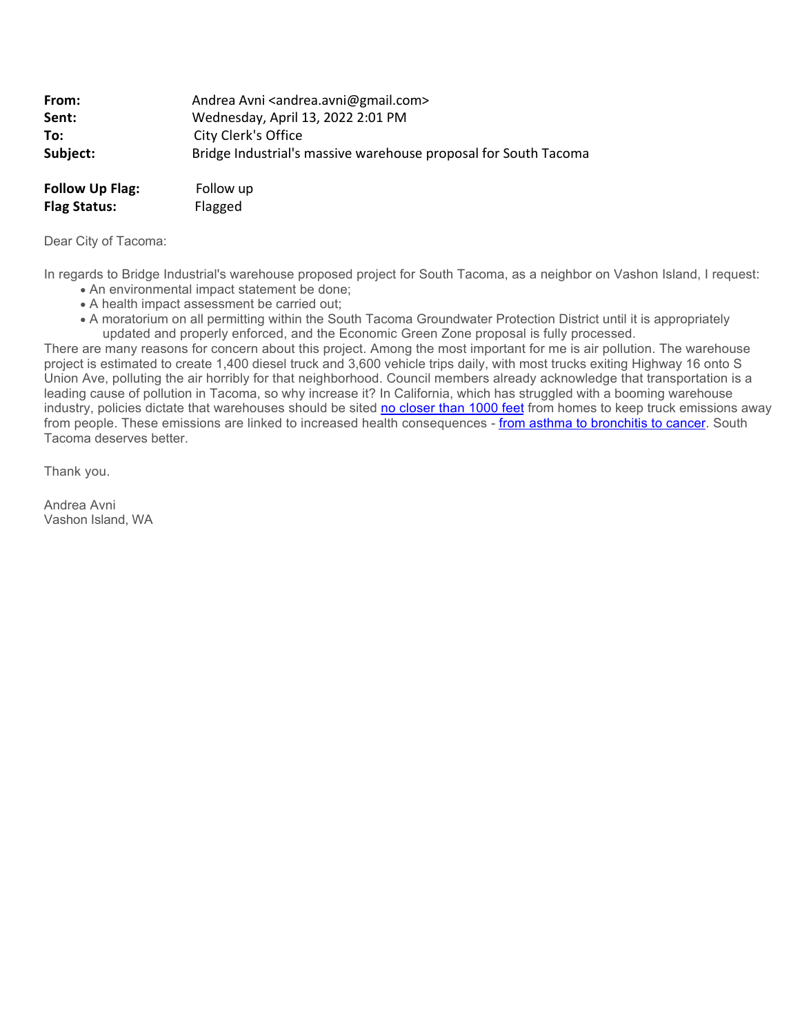**From:** Andrea Avni <andrea.avni@gmail.com>
**Sent:** Wednesday, April 13, 2022 2:01 PM
**To:** City Clerk's Office
**Subject:** Bridge Industrial's massive warehouse proposal for South Tacoma

**Follow Up Flag:** Follow up
**Flag Status:** Flagged

Dear City of Tacoma:

In regards to Bridge Industrial's warehouse proposed project for South Tacoma, as a neighbor on Vashon Island, I request:

- An environmental impact statement be done;
- A health impact assessment be carried out;
- A moratorium on all permitting within the South Tacoma Groundwater Protection District until it is appropriately updated and properly enforced, and the Economic Green Zone proposal is fully processed.

There are many reasons for concern about this project. Among the most important for me is air pollution. The warehouse project is estimated to create 1,400 diesel truck and 3,600 vehicle trips daily, with most trucks exiting Highway 16 onto S Union Ave, polluting the air horribly for that neighborhood. Council members already acknowledge that transportation is a leading cause of pollution in Tacoma, so why increase it? In California, which has struggled with a booming warehouse industry, policies dictate that warehouses should be sited no closer than 1000 feet from homes to keep truck emissions away from people. These emissions are linked to increased health consequences - from asthma to bronchitis to cancer. South Tacoma deserves better.

Thank you.

Andrea Avni
Vashon Island, WA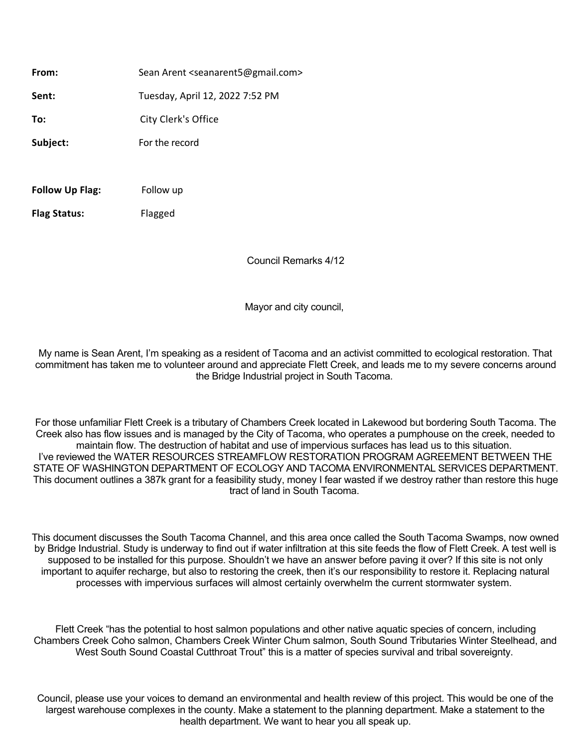**From:** Sean Arent <seanarent5@gmail.com>

**Sent:** Tuesday, April 12, 2022 7:52 PM

**To:** City Clerk's Office

**Subject:** For the record

**Follow Up Flag:** Follow up

**Flag Status:** Flagged

Council Remarks 4/12

Mayor and city council,

My name is Sean Arent, I'm speaking as a resident of Tacoma and an activist committed to ecological restoration. That commitment has taken me to volunteer around and appreciate Flett Creek, and leads me to my severe concerns around the Bridge Industrial project in South Tacoma.

For those unfamiliar Flett Creek is a tributary of Chambers Creek located in Lakewood but bordering South Tacoma. The Creek also has flow issues and is managed by the City of Tacoma, who operates a pumphouse on the creek, needed to maintain flow. The destruction of habitat and use of impervious surfaces has lead us to this situation.
I've reviewed the WATER RESOURCES STREAMFLOW RESTORATION PROGRAM AGREEMENT BETWEEN THE STATE OF WASHINGTON DEPARTMENT OF ECOLOGY AND TACOMA ENVIRONMENTAL SERVICES DEPARTMENT. This document outlines a 387k grant for a feasibility study, money I fear wasted if we destroy rather than restore this huge tract of land in South Tacoma.

This document discusses the South Tacoma Channel, and this area once called the South Tacoma Swamps, now owned by Bridge Industrial. Study is underway to find out if water infiltration at this site feeds the flow of Flett Creek. A test well is supposed to be installed for this purpose. Shouldn't we have an answer before paving it over? If this site is not only important to aquifer recharge, but also to restoring the creek, then it's our responsibility to restore it. Replacing natural processes with impervious surfaces will almost certainly overwhelm the current stormwater system.

Flett Creek "has the potential to host salmon populations and other native aquatic species of concern, including Chambers Creek Coho salmon, Chambers Creek Winter Chum salmon, South Sound Tributaries Winter Steelhead, and West South Sound Coastal Cutthroat Trout" this is a matter of species survival and tribal sovereignty.

Council, please use your voices to demand an environmental and health review of this project. This would be one of the largest warehouse complexes in the county. Make a statement to the planning department. Make a statement to the health department. We want to hear you all speak up.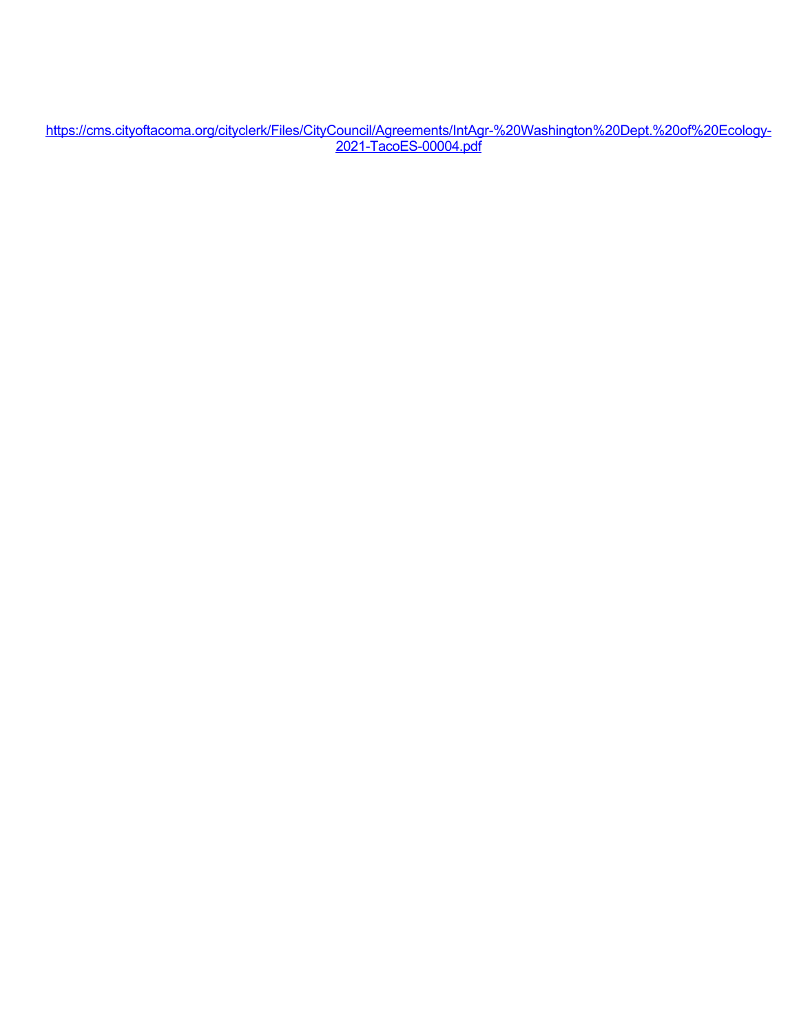https://cms.cityoftacoma.org/cityclerk/Files/CityCouncil/Agreements/IntAgr-%20Washington%20Dept.%20of%20Ecology-2021-TacoES-00004.pdf